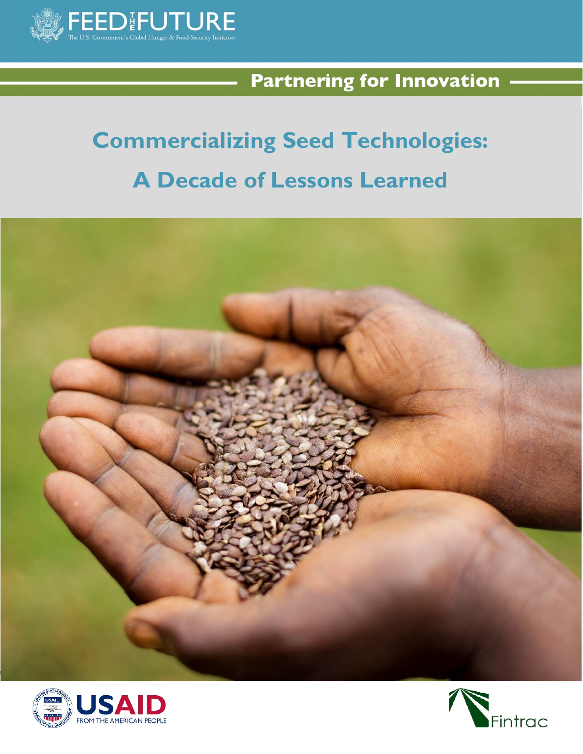FEED THE FUTURE

The U.S. Government's Global Hunger & Food Security Initiative

**Partnering for Innovation**

# Commercializing Seed Technologies: A Decade of Lessons Learned

USAID FROM THE AMERICAN PEOPLE

Fintrac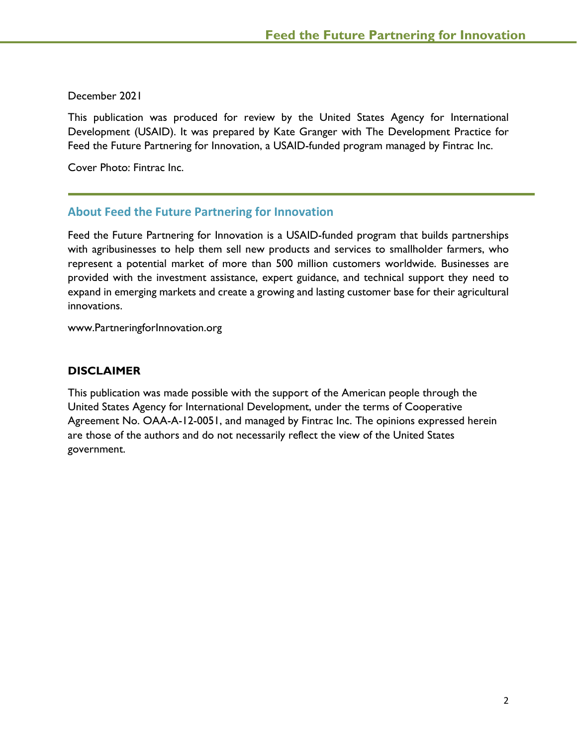December 2021

This publication was produced for review by the United States Agency for International Development (USAID). It was prepared by Kate Granger with The Development Practice for Feed the Future Partnering for Innovation, a USAID-funded program managed by Fintrac Inc.

Cover Photo: Fintrac Inc.

## About Feed the Future Partnering for Innovation

Feed the Future Partnering for Innovation is a USAID-funded program that builds partnerships with agribusinesses to help them sell new products and services to smallholder farmers, who represent a potential market of more than 500 million customers worldwide. Businesses are provided with the investment assistance, expert guidance, and technical support they need to expand in emerging markets and create a growing and lasting customer base for their agricultural innovations.

www.PartneringforInnovation.org

### DISCLAIMER

This publication was made possible with the support of the American people through the United States Agency for International Development, under the terms of Cooperative Agreement No. OAA-A-12-0051, and managed by Fintrac Inc. The opinions expressed herein are those of the authors and do not necessarily reflect the view of the United States government.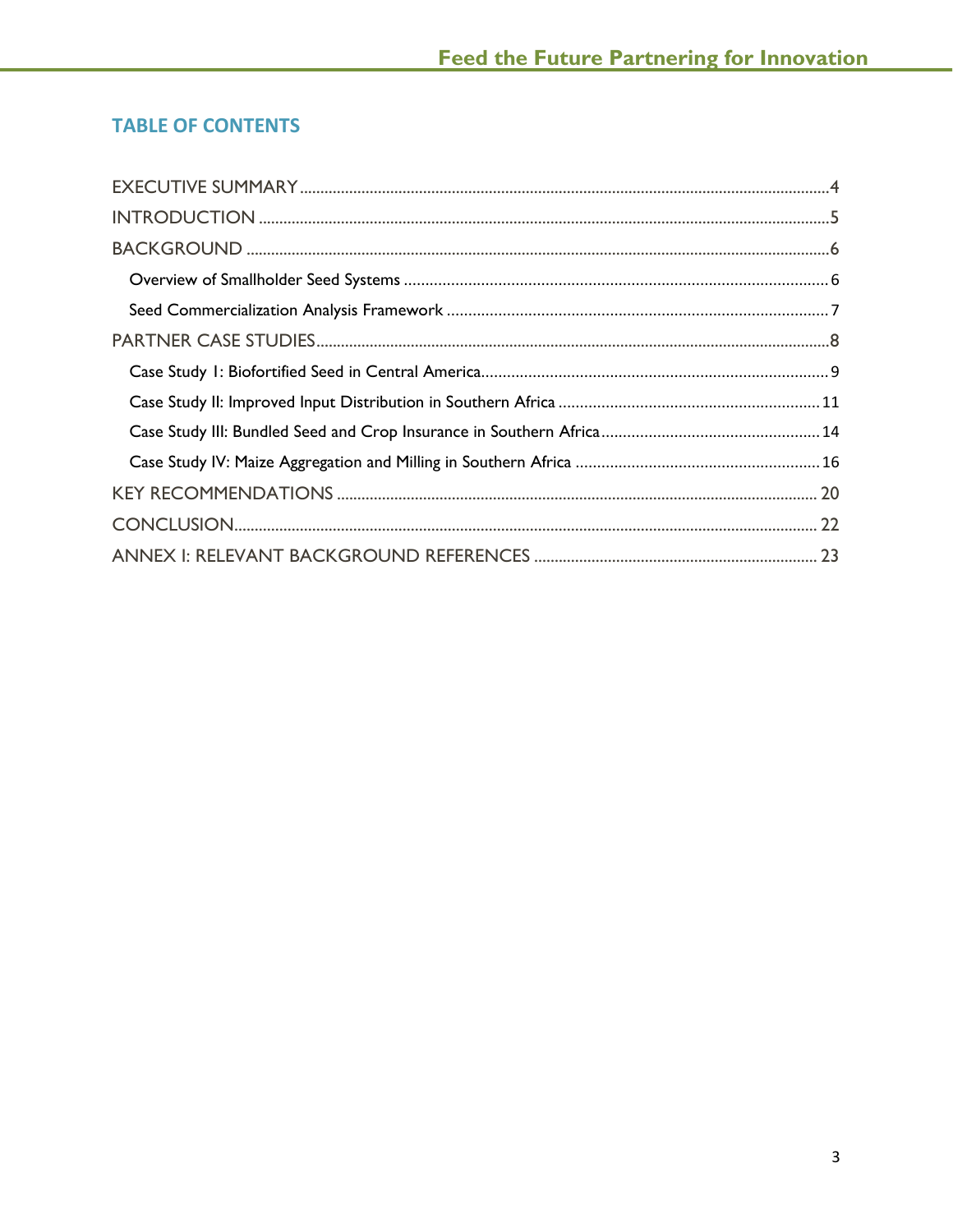## TABLE OF CONTENTS

EXECUTIVE SUMMARY ........................................................................................................................4

INTRODUCTION ...................................................................................................................................5

BACKGROUND .....................................................................................................................................6

- Overview of Smallholder Seed Systems ................................................................................................ 6
- Seed Commercialization Analysis Framework ...................................................................................... 7

PARTNER CASE STUDIES....................................................................................................................8

- Case Study I: Biofortified Seed in Central America.............................................................................. 9
- Case Study II: Improved Input Distribution in Southern Africa .......................................................... 11
- Case Study III: Bundled Seed and Crop Insurance in Southern Africa................................................. 14
- Case Study IV: Maize Aggregation and Milling in Southern Africa ...................................................... 16

KEY RECOMMENDATIONS .............................................................................................................. 20

CONCLUSION...................................................................................................................................... 22

ANNEX I: RELEVANT BACKGROUND REFERENCES ................................................................... 23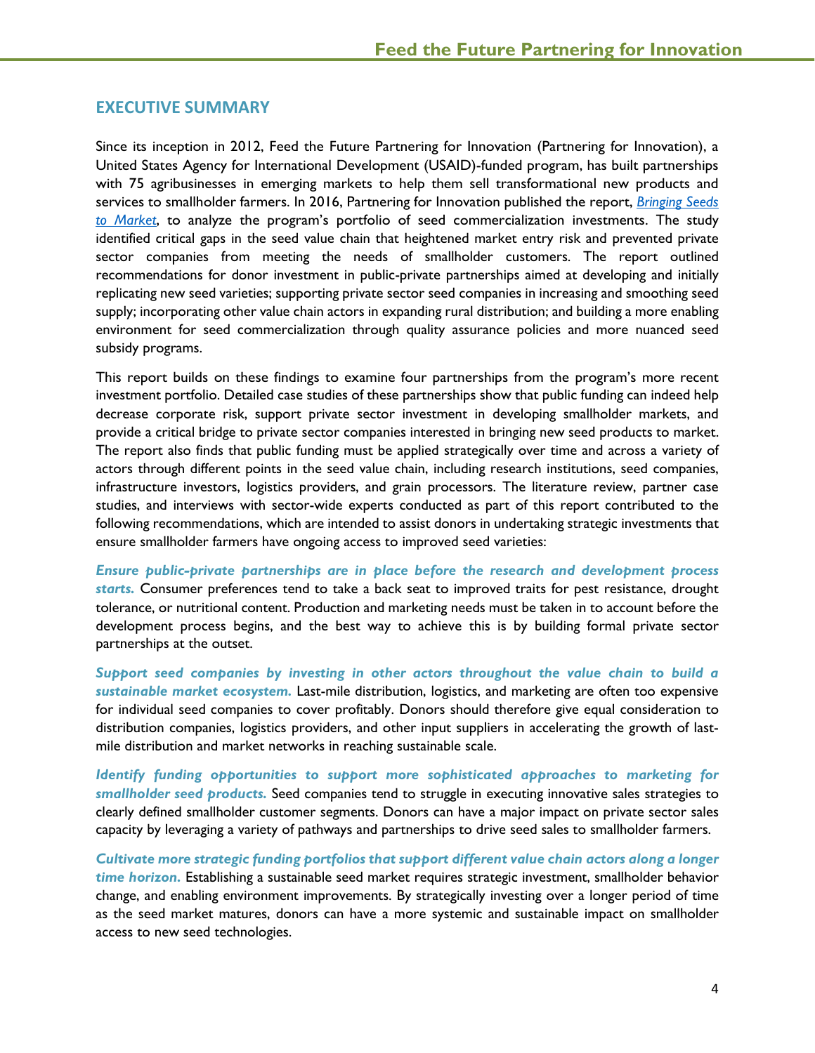## EXECUTIVE SUMMARY

Since its inception in 2012, Feed the Future Partnering for Innovation (Partnering for Innovation), a United States Agency for International Development (USAID)-funded program, has built partnerships with 75 agribusinesses in emerging markets to help them sell transformational new products and services to smallholder farmers. In 2016, Partnering for Innovation published the report, *Bringing Seeds to Market*, to analyze the program's portfolio of seed commercialization investments. The study identified critical gaps in the seed value chain that heightened market entry risk and prevented private sector companies from meeting the needs of smallholder customers. The report outlined recommendations for donor investment in public-private partnerships aimed at developing and initially replicating new seed varieties; supporting private sector seed companies in increasing and smoothing seed supply; incorporating other value chain actors in expanding rural distribution; and building a more enabling environment for seed commercialization through quality assurance policies and more nuanced seed subsidy programs.

This report builds on these findings to examine four partnerships from the program's more recent investment portfolio. Detailed case studies of these partnerships show that public funding can indeed help decrease corporate risk, support private sector investment in developing smallholder markets, and provide a critical bridge to private sector companies interested in bringing new seed products to market. The report also finds that public funding must be applied strategically over time and across a variety of actors through different points in the seed value chain, including research institutions, seed companies, infrastructure investors, logistics providers, and grain processors. The literature review, partner case studies, and interviews with sector-wide experts conducted as part of this report contributed to the following recommendations, which are intended to assist donors in undertaking strategic investments that ensure smallholder farmers have ongoing access to improved seed varieties:

***Ensure public-private partnerships are in place before the research and development process starts.*** Consumer preferences tend to take a back seat to improved traits for pest resistance, drought tolerance, or nutritional content. Production and marketing needs must be taken in to account before the development process begins, and the best way to achieve this is by building formal private sector partnerships at the outset.

***Support seed companies by investing in other actors throughout the value chain to build a sustainable market ecosystem.*** Last-mile distribution, logistics, and marketing are often too expensive for individual seed companies to cover profitably. Donors should therefore give equal consideration to distribution companies, logistics providers, and other input suppliers in accelerating the growth of last-mile distribution and market networks in reaching sustainable scale.

***Identify funding opportunities to support more sophisticated approaches to marketing for smallholder seed products.*** Seed companies tend to struggle in executing innovative sales strategies to clearly defined smallholder customer segments. Donors can have a major impact on private sector sales capacity by leveraging a variety of pathways and partnerships to drive seed sales to smallholder farmers.

***Cultivate more strategic funding portfolios that support different value chain actors along a longer time horizon.*** Establishing a sustainable seed market requires strategic investment, smallholder behavior change, and enabling environment improvements. By strategically investing over a longer period of time as the seed market matures, donors can have a more systemic and sustainable impact on smallholder access to new seed technologies.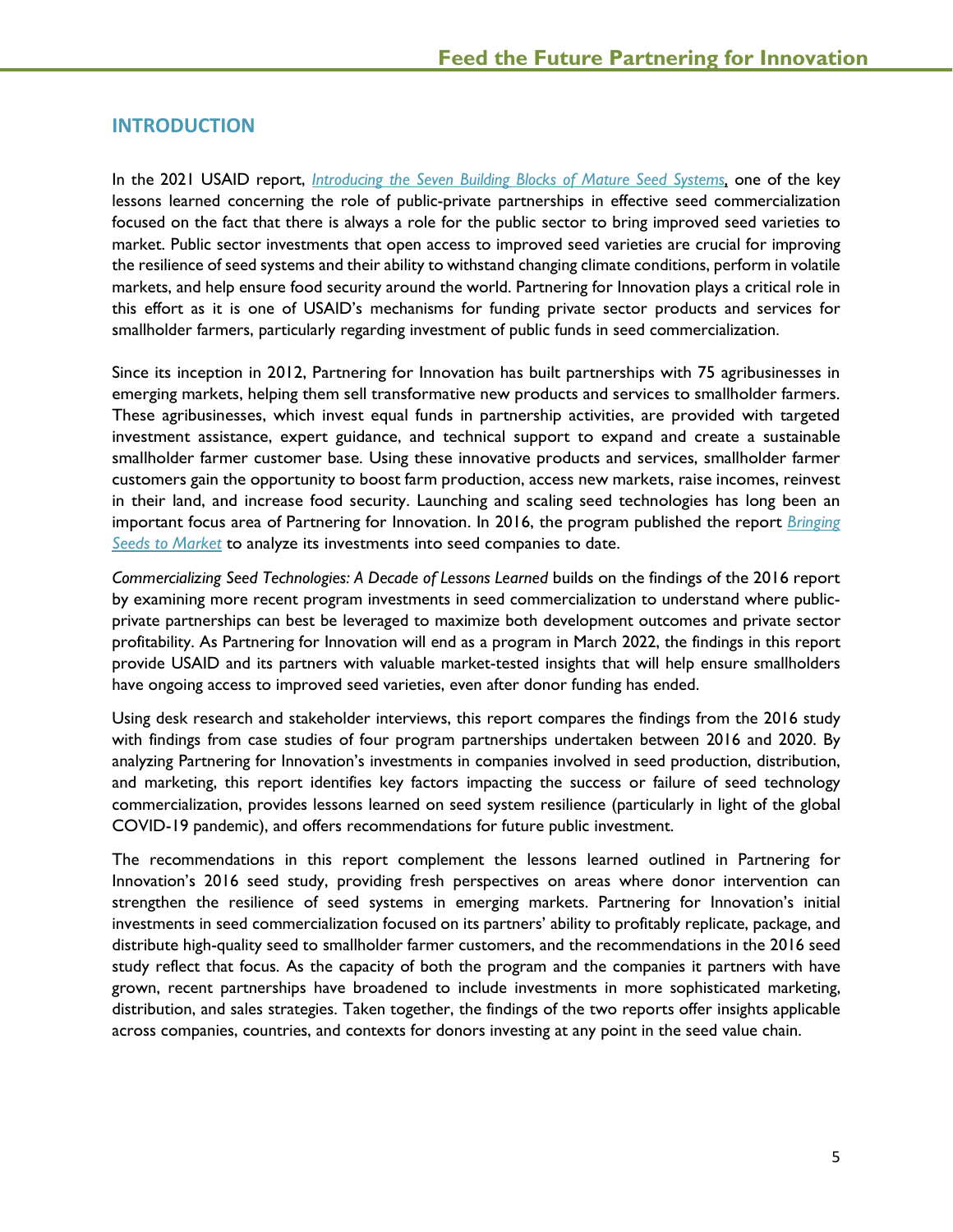## INTRODUCTION

In the 2021 USAID report, *Introducing the Seven Building Blocks of Mature Seed Systems*, one of the key lessons learned concerning the role of public-private partnerships in effective seed commercialization focused on the fact that there is always a role for the public sector to bring improved seed varieties to market. Public sector investments that open access to improved seed varieties are crucial for improving the resilience of seed systems and their ability to withstand changing climate conditions, perform in volatile markets, and help ensure food security around the world. Partnering for Innovation plays a critical role in this effort as it is one of USAID's mechanisms for funding private sector products and services for smallholder farmers, particularly regarding investment of public funds in seed commercialization.

Since its inception in 2012, Partnering for Innovation has built partnerships with 75 agribusinesses in emerging markets, helping them sell transformative new products and services to smallholder farmers. These agribusinesses, which invest equal funds in partnership activities, are provided with targeted investment assistance, expert guidance, and technical support to expand and create a sustainable smallholder farmer customer base. Using these innovative products and services, smallholder farmer customers gain the opportunity to boost farm production, access new markets, raise incomes, reinvest in their land, and increase food security. Launching and scaling seed technologies has long been an important focus area of Partnering for Innovation. In 2016, the program published the report *Bringing Seeds to Market* to analyze its investments into seed companies to date.

*Commercializing Seed Technologies: A Decade of Lessons Learned* builds on the findings of the 2016 report by examining more recent program investments in seed commercialization to understand where public-private partnerships can best be leveraged to maximize both development outcomes and private sector profitability. As Partnering for Innovation will end as a program in March 2022, the findings in this report provide USAID and its partners with valuable market-tested insights that will help ensure smallholders have ongoing access to improved seed varieties, even after donor funding has ended.

Using desk research and stakeholder interviews, this report compares the findings from the 2016 study with findings from case studies of four program partnerships undertaken between 2016 and 2020. By analyzing Partnering for Innovation's investments in companies involved in seed production, distribution, and marketing, this report identifies key factors impacting the success or failure of seed technology commercialization, provides lessons learned on seed system resilience (particularly in light of the global COVID-19 pandemic), and offers recommendations for future public investment.

The recommendations in this report complement the lessons learned outlined in Partnering for Innovation's 2016 seed study, providing fresh perspectives on areas where donor intervention can strengthen the resilience of seed systems in emerging markets. Partnering for Innovation's initial investments in seed commercialization focused on its partners' ability to profitably replicate, package, and distribute high-quality seed to smallholder farmer customers, and the recommendations in the 2016 seed study reflect that focus. As the capacity of both the program and the companies it partners with have grown, recent partnerships have broadened to include investments in more sophisticated marketing, distribution, and sales strategies. Taken together, the findings of the two reports offer insights applicable across companies, countries, and contexts for donors investing at any point in the seed value chain.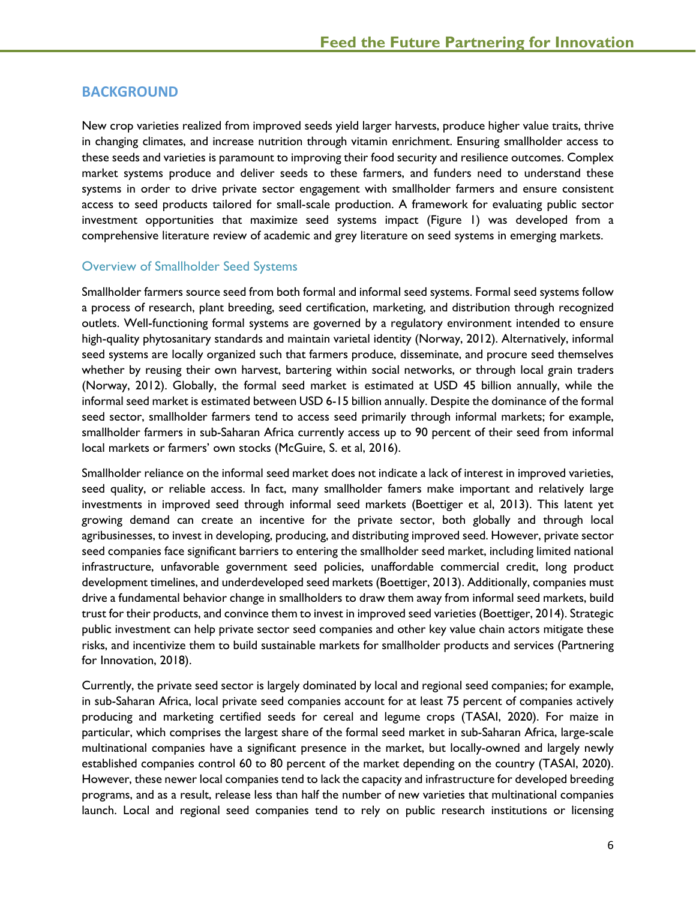## BACKGROUND

New crop varieties realized from improved seeds yield larger harvests, produce higher value traits, thrive in changing climates, and increase nutrition through vitamin enrichment. Ensuring smallholder access to these seeds and varieties is paramount to improving their food security and resilience outcomes. Complex market systems produce and deliver seeds to these farmers, and funders need to understand these systems in order to drive private sector engagement with smallholder farmers and ensure consistent access to seed products tailored for small-scale production. A framework for evaluating public sector investment opportunities that maximize seed systems impact (Figure 1) was developed from a comprehensive literature review of academic and grey literature on seed systems in emerging markets.

### Overview of Smallholder Seed Systems

Smallholder farmers source seed from both formal and informal seed systems. Formal seed systems follow a process of research, plant breeding, seed certification, marketing, and distribution through recognized outlets. Well-functioning formal systems are governed by a regulatory environment intended to ensure high-quality phytosanitary standards and maintain varietal identity (Norway, 2012). Alternatively, informal seed systems are locally organized such that farmers produce, disseminate, and procure seed themselves whether by reusing their own harvest, bartering within social networks, or through local grain traders (Norway, 2012). Globally, the formal seed market is estimated at USD 45 billion annually, while the informal seed market is estimated between USD 6-15 billion annually. Despite the dominance of the formal seed sector, smallholder farmers tend to access seed primarily through informal markets; for example, smallholder farmers in sub-Saharan Africa currently access up to 90 percent of their seed from informal local markets or farmers' own stocks (McGuire, S. et al, 2016).

Smallholder reliance on the informal seed market does not indicate a lack of interest in improved varieties, seed quality, or reliable access. In fact, many smallholder famers make important and relatively large investments in improved seed through informal seed markets (Boettiger et al, 2013). This latent yet growing demand can create an incentive for the private sector, both globally and through local agribusinesses, to invest in developing, producing, and distributing improved seed. However, private sector seed companies face significant barriers to entering the smallholder seed market, including limited national infrastructure, unfavorable government seed policies, unaffordable commercial credit, long product development timelines, and underdeveloped seed markets (Boettiger, 2013). Additionally, companies must drive a fundamental behavior change in smallholders to draw them away from informal seed markets, build trust for their products, and convince them to invest in improved seed varieties (Boettiger, 2014). Strategic public investment can help private sector seed companies and other key value chain actors mitigate these risks, and incentivize them to build sustainable markets for smallholder products and services (Partnering for Innovation, 2018).

Currently, the private seed sector is largely dominated by local and regional seed companies; for example, in sub-Saharan Africa, local private seed companies account for at least 75 percent of companies actively producing and marketing certified seeds for cereal and legume crops (TASAI, 2020). For maize in particular, which comprises the largest share of the formal seed market in sub-Saharan Africa, large-scale multinational companies have a significant presence in the market, but locally-owned and largely newly established companies control 60 to 80 percent of the market depending on the country (TASAI, 2020). However, these newer local companies tend to lack the capacity and infrastructure for developed breeding programs, and as a result, release less than half the number of new varieties that multinational companies launch. Local and regional seed companies tend to rely on public research institutions or licensing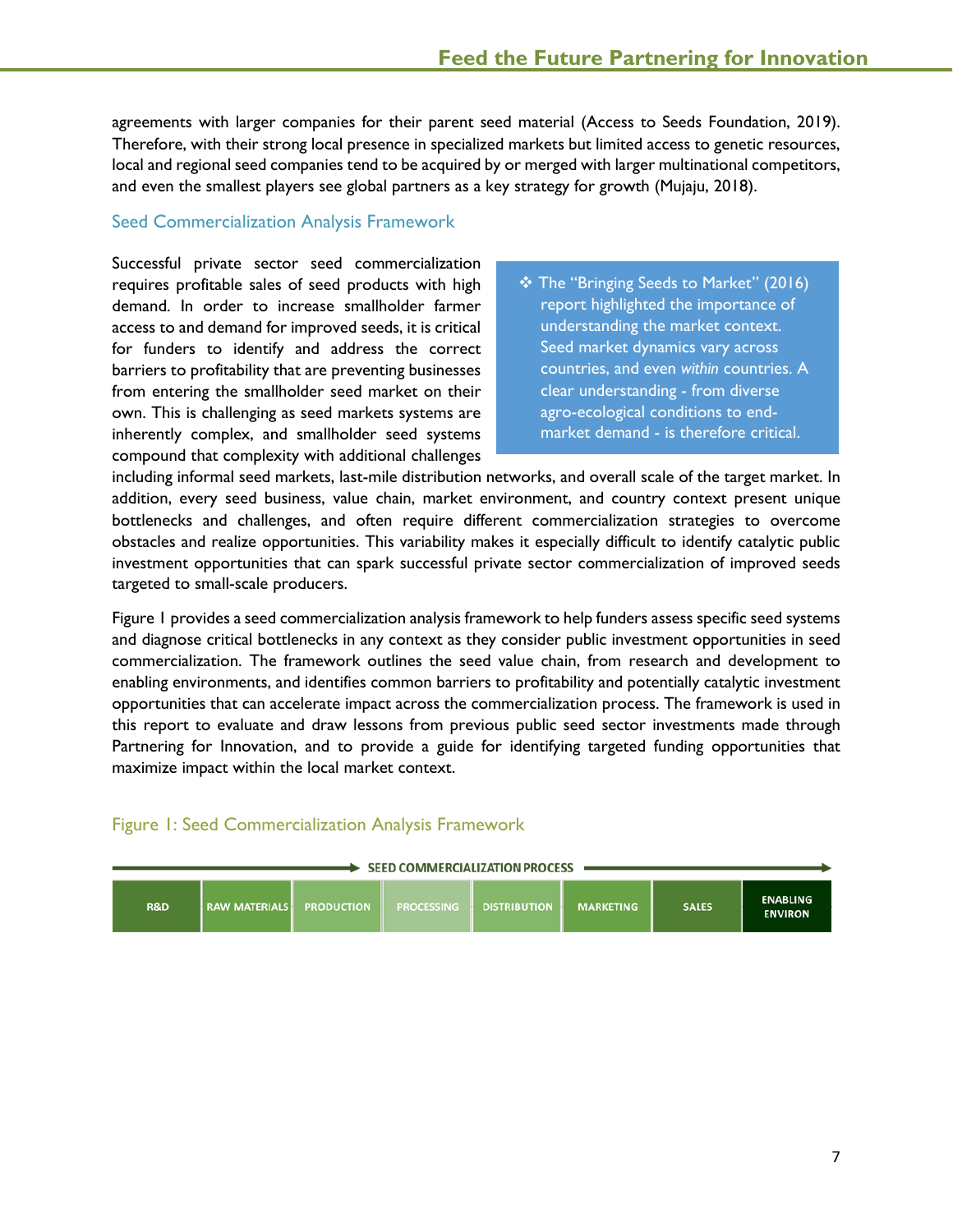agreements with larger companies for their parent seed material (Access to Seeds Foundation, 2019). Therefore, with their strong local presence in specialized markets but limited access to genetic resources, local and regional seed companies tend to be acquired by or merged with larger multinational competitors, and even the smallest players see global partners as a key strategy for growth (Mujaju, 2018).

## Seed Commercialization Analysis Framework

Successful private sector seed commercialization requires profitable sales of seed products with high demand. In order to increase smallholder farmer access to and demand for improved seeds, it is critical for funders to identify and address the correct barriers to profitability that are preventing businesses from entering the smallholder seed market on their own. This is challenging as seed markets systems are inherently complex, and smallholder seed systems compound that complexity with additional challenges including informal seed markets, last-mile distribution networks, and overall scale of the target market. In addition, every seed business, value chain, market environment, and country context present unique bottlenecks and challenges, and often require different commercialization strategies to overcome obstacles and realize opportunities. This variability makes it especially difficult to identify catalytic public investment opportunities that can spark successful private sector commercialization of improved seeds targeted to small-scale producers.

> ❖ The "Bringing Seeds to Market" (2016) report highlighted the importance of understanding the market context. Seed market dynamics vary across countries, and even *within* countries. A clear understanding - from diverse agro-ecological conditions to end-market demand - is therefore critical.

Figure 1 provides a seed commercialization analysis framework to help funders assess specific seed systems and diagnose critical bottlenecks in any context as they consider public investment opportunities in seed commercialization. The framework outlines the seed value chain, from research and development to enabling environments, and identifies common barriers to profitability and potentially catalytic investment opportunities that can accelerate impact across the commercialization process. The framework is used in this report to evaluate and draw lessons from previous public seed sector investments made through Partnering for Innovation, and to provide a guide for identifying targeted funding opportunities that maximize impact within the local market context.

Figure 1: Seed Commercialization Analysis Framework

SEED COMMERCIALIZATION PROCESS →

| R&D | RAW MATERIALS | PRODUCTION | PROCESSING | DISTRIBUTION | MARKETING | SALES | ENABLING ENVIRON |
|---|---|---|---|---|---|---|---|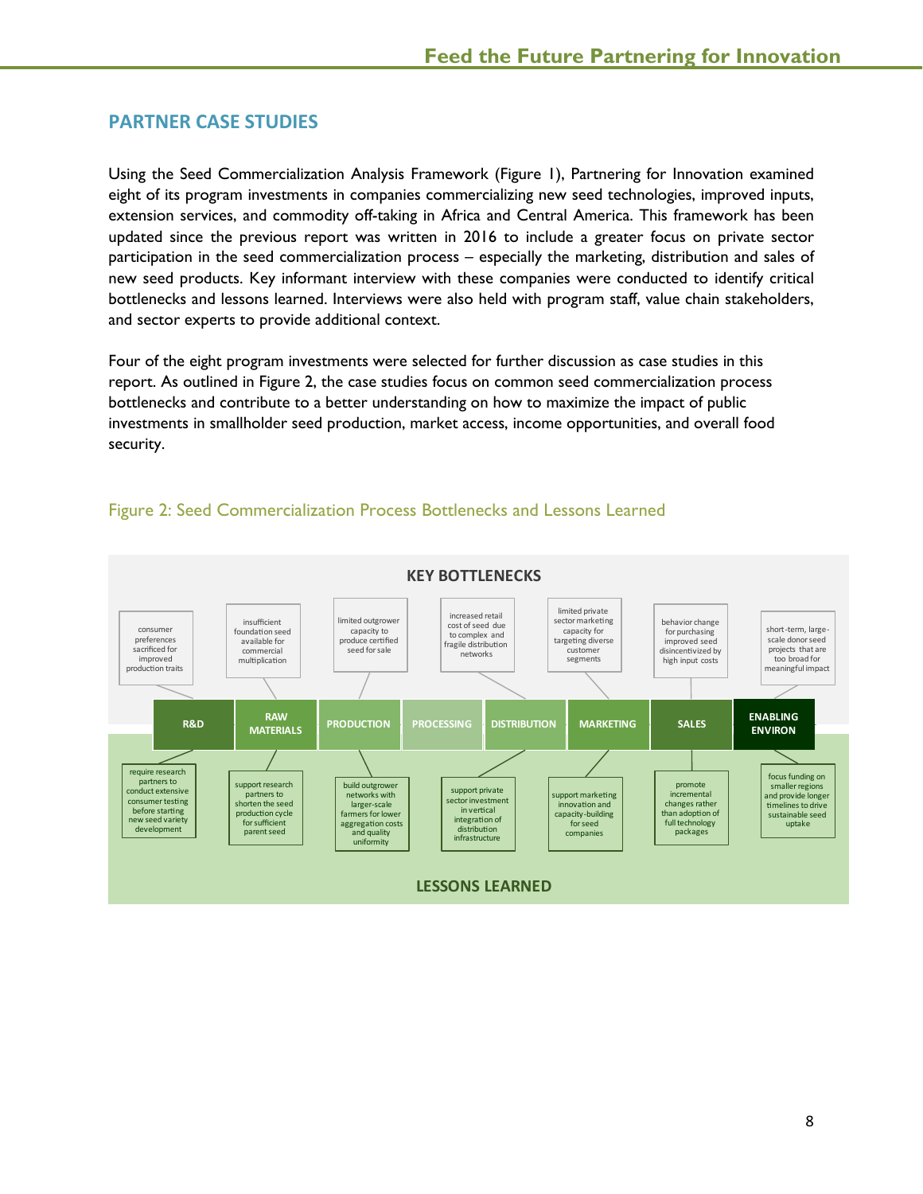## PARTNER CASE STUDIES

Using the Seed Commercialization Analysis Framework (Figure 1), Partnering for Innovation examined eight of its program investments in companies commercializing new seed technologies, improved inputs, extension services, and commodity off-taking in Africa and Central America. This framework has been updated since the previous report was written in 2016 to include a greater focus on private sector participation in the seed commercialization process – especially the marketing, distribution and sales of new seed products. Key informant interview with these companies were conducted to identify critical bottlenecks and lessons learned. Interviews were also held with program staff, value chain stakeholders, and sector experts to provide additional context.

Four of the eight program investments were selected for further discussion as case studies in this report. As outlined in Figure 2, the case studies focus on common seed commercialization process bottlenecks and contribute to a better understanding on how to maximize the impact of public investments in smallholder seed production, market access, income opportunities, and overall food security.

Figure 2: Seed Commercialization Process Bottlenecks and Lessons Learned

| Stage | Key Bottlenecks | Lessons Learned |
|---|---|---|
| R&D | consumer preferences sacrificed for improved production traits | require research partners to conduct extensive consumer testing before starting new seed variety development |
| RAW MATERIALS | insufficient foundation seed available for commercial multiplication | support research partners to shorten the seed production cycle for sufficient parent seed |
| PRODUCTION | limited outgrower capacity to produce certified seed for sale | build outgrower networks with larger-scale farmers for lower aggregation costs and quality uniformity |
| PROCESSING | | |
| DISTRIBUTION | increased retail cost of seed due to complex and fragile distribution networks | support private sector investment in vertical integration of distribution infrastructure |
| MARKETING | limited private sector marketing capacity for targeting diverse customer segments | support marketing innovation and capacity-building for seed companies |
| SALES | behavior change for purchasing improved seed disincentivized by high input costs | promote incremental changes rather than adoption of full technology packages |
| ENABLING ENVIRON | short-term, large-scale donor seed projects that are too broad for meaningful impact | focus funding on smaller regions and provide longer timelines to drive sustainable seed uptake |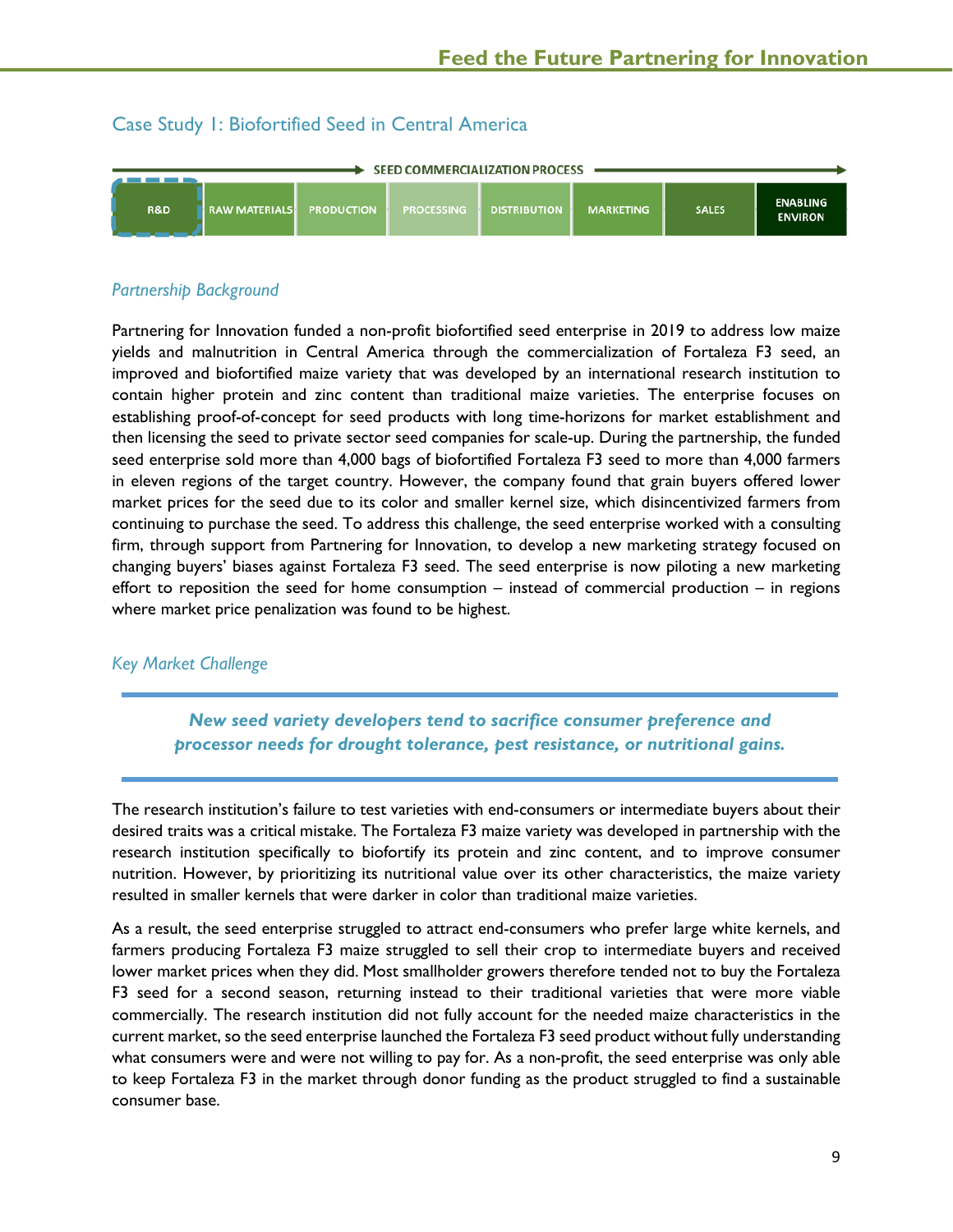## Case Study 1: Biofortified Seed in Central America

SEED COMMERCIALIZATION PROCESS

| R&D | RAW MATERIALS | PRODUCTION | PROCESSING | DISTRIBUTION | MARKETING | SALES | ENABLING ENVIRON |
|---|---|---|---|---|---|---|---|

### *Partnership Background*

Partnering for Innovation funded a non-profit biofortified seed enterprise in 2019 to address low maize yields and malnutrition in Central America through the commercialization of Fortaleza F3 seed, an improved and biofortified maize variety that was developed by an international research institution to contain higher protein and zinc content than traditional maize varieties. The enterprise focuses on establishing proof-of-concept for seed products with long time-horizons for market establishment and then licensing the seed to private sector seed companies for scale-up. During the partnership, the funded seed enterprise sold more than 4,000 bags of biofortified Fortaleza F3 seed to more than 4,000 farmers in eleven regions of the target country. However, the company found that grain buyers offered lower market prices for the seed due to its color and smaller kernel size, which disincentivized farmers from continuing to purchase the seed. To address this challenge, the seed enterprise worked with a consulting firm, through support from Partnering for Innovation, to develop a new marketing strategy focused on changing buyers' biases against Fortaleza F3 seed. The seed enterprise is now piloting a new marketing effort to reposition the seed for home consumption – instead of commercial production – in regions where market price penalization was found to be highest.

### *Key Market Challenge*

***New seed variety developers tend to sacrifice consumer preference and processor needs for drought tolerance, pest resistance, or nutritional gains.***

The research institution's failure to test varieties with end-consumers or intermediate buyers about their desired traits was a critical mistake. The Fortaleza F3 maize variety was developed in partnership with the research institution specifically to biofortify its protein and zinc content, and to improve consumer nutrition. However, by prioritizing its nutritional value over its other characteristics, the maize variety resulted in smaller kernels that were darker in color than traditional maize varieties.

As a result, the seed enterprise struggled to attract end-consumers who prefer large white kernels, and farmers producing Fortaleza F3 maize struggled to sell their crop to intermediate buyers and received lower market prices when they did. Most smallholder growers therefore tended not to buy the Fortaleza F3 seed for a second season, returning instead to their traditional varieties that were more viable commercially. The research institution did not fully account for the needed maize characteristics in the current market, so the seed enterprise launched the Fortaleza F3 seed product without fully understanding what consumers were and were not willing to pay for. As a non-profit, the seed enterprise was only able to keep Fortaleza F3 in the market through donor funding as the product struggled to find a sustainable consumer base.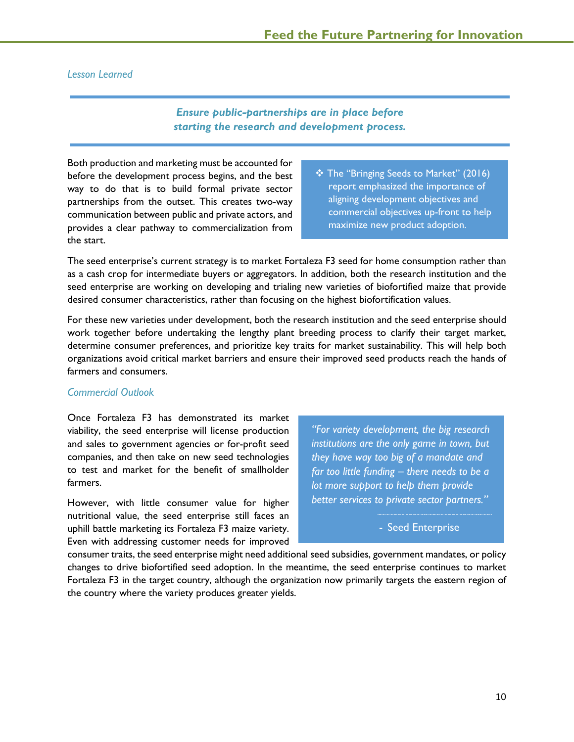*Lesson Learned*

***Ensure public-partnerships are in place before starting the research and development process.***

Both production and marketing must be accounted for before the development process begins, and the best way to do that is to build formal private sector partnerships from the outset. This creates two-way communication between public and private actors, and provides a clear pathway to commercialization from the start.

> ❖ The "Bringing Seeds to Market" (2016) report emphasized the importance of aligning development objectives and commercial objectives up-front to help maximize new product adoption.

The seed enterprise's current strategy is to market Fortaleza F3 seed for home consumption rather than as a cash crop for intermediate buyers or aggregators. In addition, both the research institution and the seed enterprise are working on developing and trialing new varieties of biofortified maize that provide desired consumer characteristics, rather than focusing on the highest biofortification values.

For these new varieties under development, both the research institution and the seed enterprise should work together before undertaking the lengthy plant breeding process to clarify their target market, determine consumer preferences, and prioritize key traits for market sustainability. This will help both organizations avoid critical market barriers and ensure their improved seed products reach the hands of farmers and consumers.

*Commercial Outlook*

Once Fortaleza F3 has demonstrated its market viability, the seed enterprise will license production and sales to government agencies or for-profit seed companies, and then take on new seed technologies to test and market for the benefit of smallholder farmers.

> *"For variety development, the big research institutions are the only game in town, but they have way too big of a mandate and far too little funding – there needs to be a lot more support to help them provide better services to private sector partners."*
>
> \- Seed Enterprise

However, with little consumer value for higher nutritional value, the seed enterprise still faces an uphill battle marketing its Fortaleza F3 maize variety. Even with addressing customer needs for improved consumer traits, the seed enterprise might need additional seed subsidies, government mandates, or policy changes to drive biofortified seed adoption. In the meantime, the seed enterprise continues to market Fortaleza F3 in the target country, although the organization now primarily targets the eastern region of the country where the variety produces greater yields.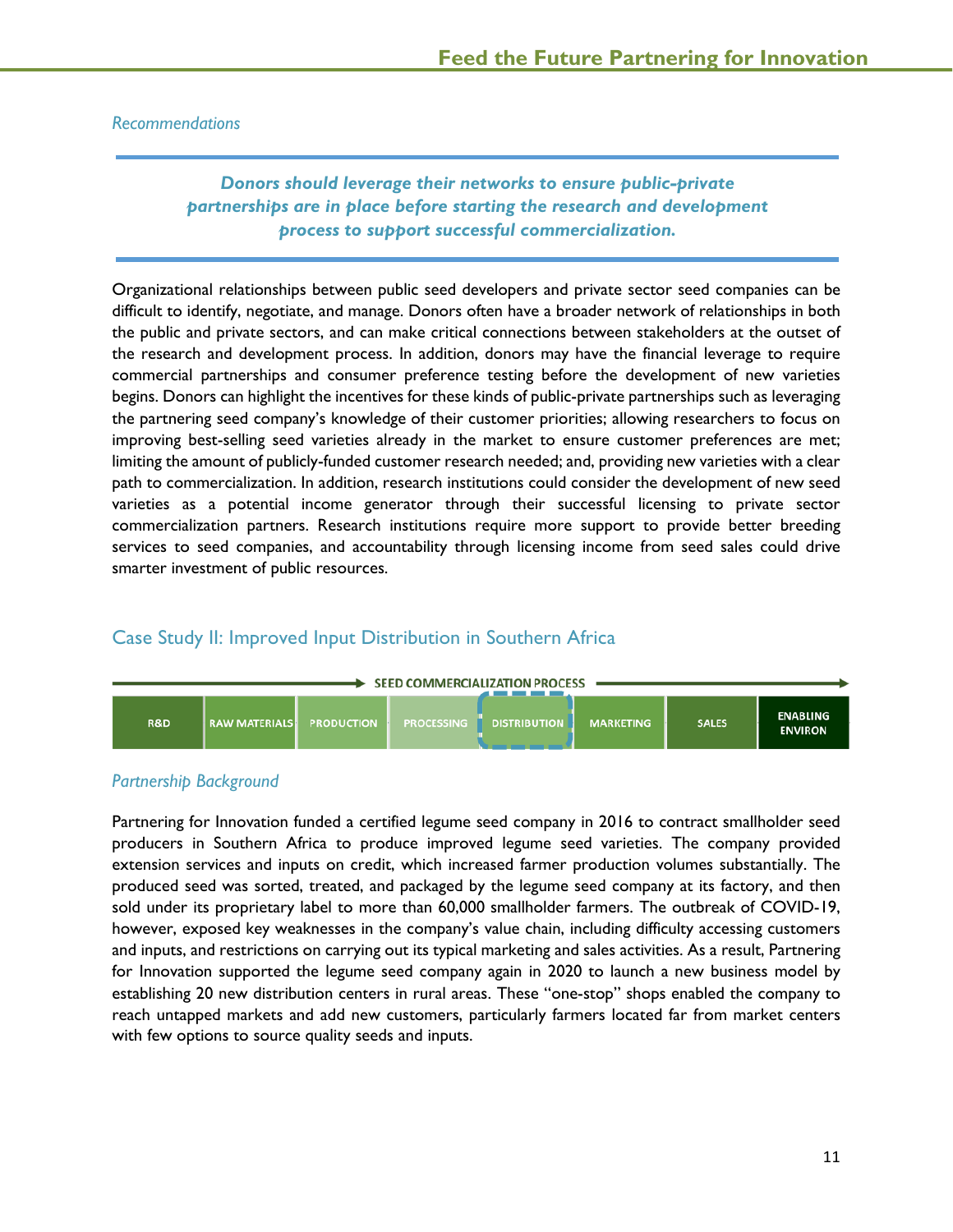*Recommendations*

***Donors should leverage their networks to ensure public-private partnerships are in place before starting the research and development process to support successful commercialization.***

Organizational relationships between public seed developers and private sector seed companies can be difficult to identify, negotiate, and manage. Donors often have a broader network of relationships in both the public and private sectors, and can make critical connections between stakeholders at the outset of the research and development process. In addition, donors may have the financial leverage to require commercial partnerships and consumer preference testing before the development of new varieties begins. Donors can highlight the incentives for these kinds of public-private partnerships such as leveraging the partnering seed company's knowledge of their customer priorities; allowing researchers to focus on improving best-selling seed varieties already in the market to ensure customer preferences are met; limiting the amount of publicly-funded customer research needed; and, providing new varieties with a clear path to commercialization. In addition, research institutions could consider the development of new seed varieties as a potential income generator through their successful licensing to private sector commercialization partners. Research institutions require more support to provide better breeding services to seed companies, and accountability through licensing income from seed sales could drive smarter investment of public resources.

## Case Study II: Improved Input Distribution in Southern Africa

SEED COMMERCIALIZATION PROCESS

| R&D | RAW MATERIALS | PRODUCTION | PROCESSING | **DISTRIBUTION** | MARKETING | SALES | ENABLING ENVIRON |
|---|---|---|---|---|---|---|---|

*Partnership Background*

Partnering for Innovation funded a certified legume seed company in 2016 to contract smallholder seed producers in Southern Africa to produce improved legume seed varieties. The company provided extension services and inputs on credit, which increased farmer production volumes substantially. The produced seed was sorted, treated, and packaged by the legume seed company at its factory, and then sold under its proprietary label to more than 60,000 smallholder farmers. The outbreak of COVID-19, however, exposed key weaknesses in the company's value chain, including difficulty accessing customers and inputs, and restrictions on carrying out its typical marketing and sales activities. As a result, Partnering for Innovation supported the legume seed company again in 2020 to launch a new business model by establishing 20 new distribution centers in rural areas. These "one-stop" shops enabled the company to reach untapped markets and add new customers, particularly farmers located far from market centers with few options to source quality seeds and inputs.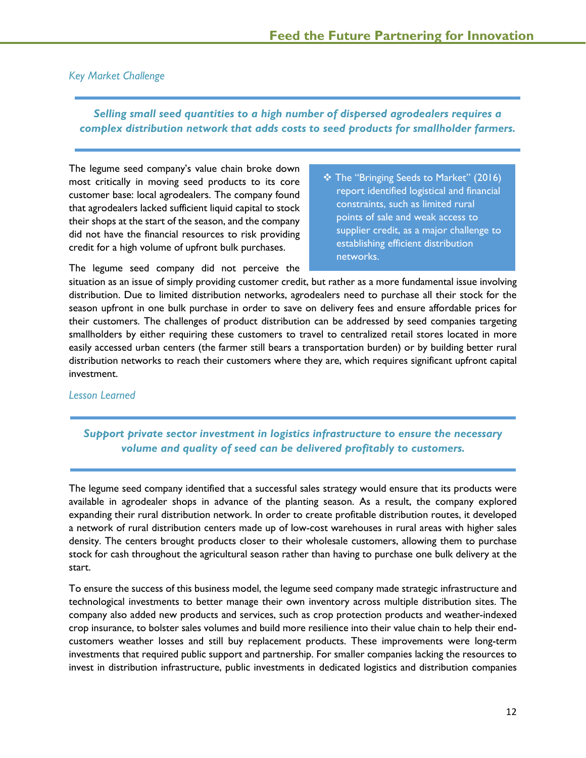*Key Market Challenge*

***Selling small seed quantities to a high number of dispersed agrodealers requires a complex distribution network that adds costs to seed products for smallholder farmers.***

The legume seed company's value chain broke down most critically in moving seed products to its core customer base: local agrodealers. The company found that agrodealers lacked sufficient liquid capital to stock their shops at the start of the season, and the company did not have the financial resources to risk providing credit for a high volume of upfront bulk purchases.

> ❖ The "Bringing Seeds to Market" (2016) report identified logistical and financial constraints, such as limited rural points of sale and weak access to supplier credit, as a major challenge to establishing efficient distribution networks.

The legume seed company did not perceive the situation as an issue of simply providing customer credit, but rather as a more fundamental issue involving distribution. Due to limited distribution networks, agrodealers need to purchase all their stock for the season upfront in one bulk purchase in order to save on delivery fees and ensure affordable prices for their customers. The challenges of product distribution can be addressed by seed companies targeting smallholders by either requiring these customers to travel to centralized retail stores located in more easily accessed urban centers (the farmer still bears a transportation burden) or by building better rural distribution networks to reach their customers where they are, which requires significant upfront capital investment.

*Lesson Learned*

***Support private sector investment in logistics infrastructure to ensure the necessary volume and quality of seed can be delivered profitably to customers.***

The legume seed company identified that a successful sales strategy would ensure that its products were available in agrodealer shops in advance of the planting season. As a result, the company explored expanding their rural distribution network. In order to create profitable distribution routes, it developed a network of rural distribution centers made up of low-cost warehouses in rural areas with higher sales density. The centers brought products closer to their wholesale customers, allowing them to purchase stock for cash throughout the agricultural season rather than having to purchase one bulk delivery at the start.

To ensure the success of this business model, the legume seed company made strategic infrastructure and technological investments to better manage their own inventory across multiple distribution sites. The company also added new products and services, such as crop protection products and weather-indexed crop insurance, to bolster sales volumes and build more resilience into their value chain to help their end-customers weather losses and still buy replacement products. These improvements were long-term investments that required public support and partnership. For smaller companies lacking the resources to invest in distribution infrastructure, public investments in dedicated logistics and distribution companies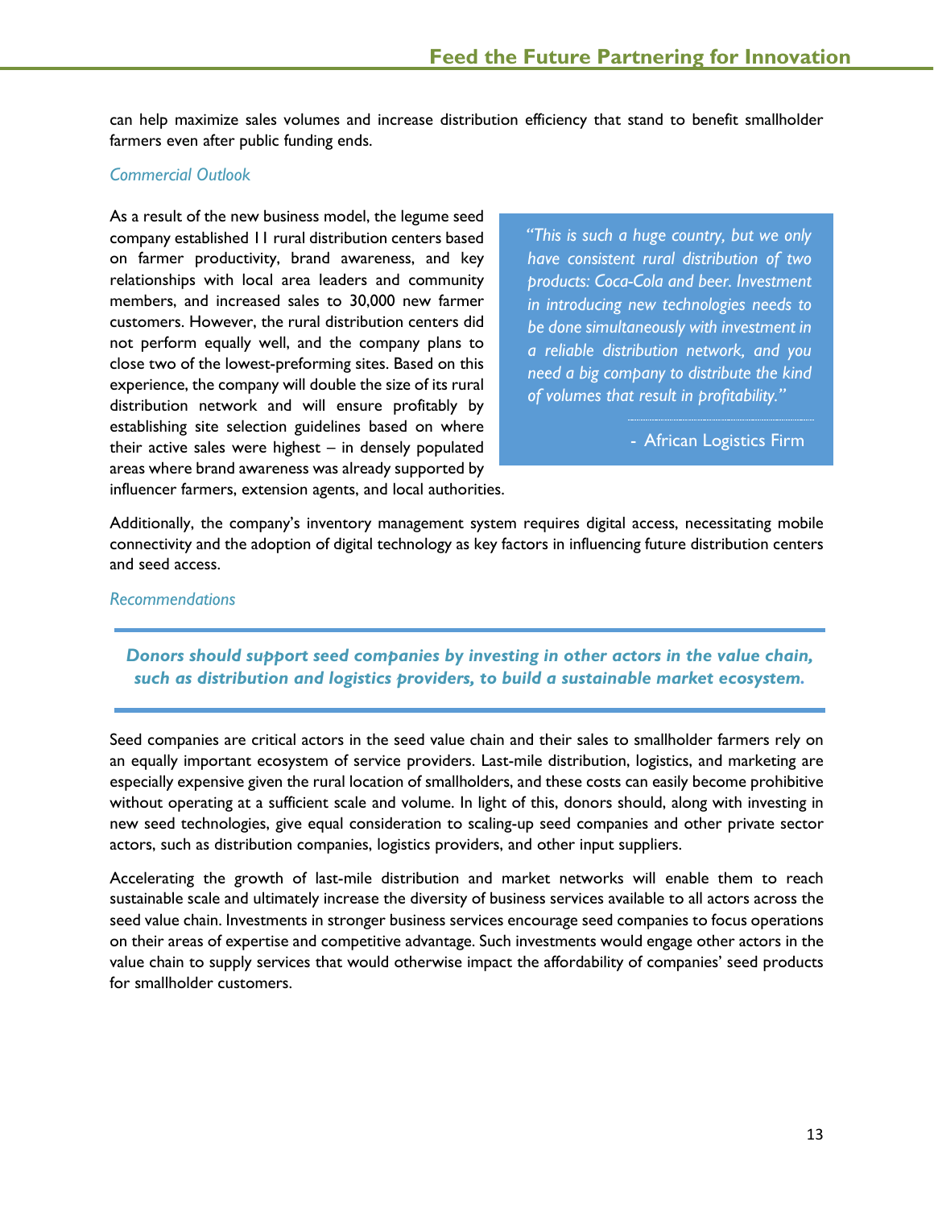can help maximize sales volumes and increase distribution efficiency that stand to benefit smallholder farmers even after public funding ends.

### *Commercial Outlook*

As a result of the new business model, the legume seed company established 11 rural distribution centers based on farmer productivity, brand awareness, and key relationships with local area leaders and community members, and increased sales to 30,000 new farmer customers. However, the rural distribution centers did not perform equally well, and the company plans to close two of the lowest-preforming sites. Based on this experience, the company will double the size of its rural distribution network and will ensure profitably by establishing site selection guidelines based on where their active sales were highest – in densely populated areas where brand awareness was already supported by influencer farmers, extension agents, and local authorities.

> *"This is such a huge country, but we only have consistent rural distribution of two products: Coca-Cola and beer. Investment in introducing new technologies needs to be done simultaneously with investment in a reliable distribution network, and you need a big company to distribute the kind of volumes that result in profitability."*
>
> \- African Logistics Firm

Additionally, the company's inventory management system requires digital access, necessitating mobile connectivity and the adoption of digital technology as key factors in influencing future distribution centers and seed access.

### *Recommendations*

***Donors should support seed companies by investing in other actors in the value chain, such as distribution and logistics providers, to build a sustainable market ecosystem.***

Seed companies are critical actors in the seed value chain and their sales to smallholder farmers rely on an equally important ecosystem of service providers. Last-mile distribution, logistics, and marketing are especially expensive given the rural location of smallholders, and these costs can easily become prohibitive without operating at a sufficient scale and volume. In light of this, donors should, along with investing in new seed technologies, give equal consideration to scaling-up seed companies and other private sector actors, such as distribution companies, logistics providers, and other input suppliers.

Accelerating the growth of last-mile distribution and market networks will enable them to reach sustainable scale and ultimately increase the diversity of business services available to all actors across the seed value chain. Investments in stronger business services encourage seed companies to focus operations on their areas of expertise and competitive advantage. Such investments would engage other actors in the value chain to supply services that would otherwise impact the affordability of companies' seed products for smallholder customers.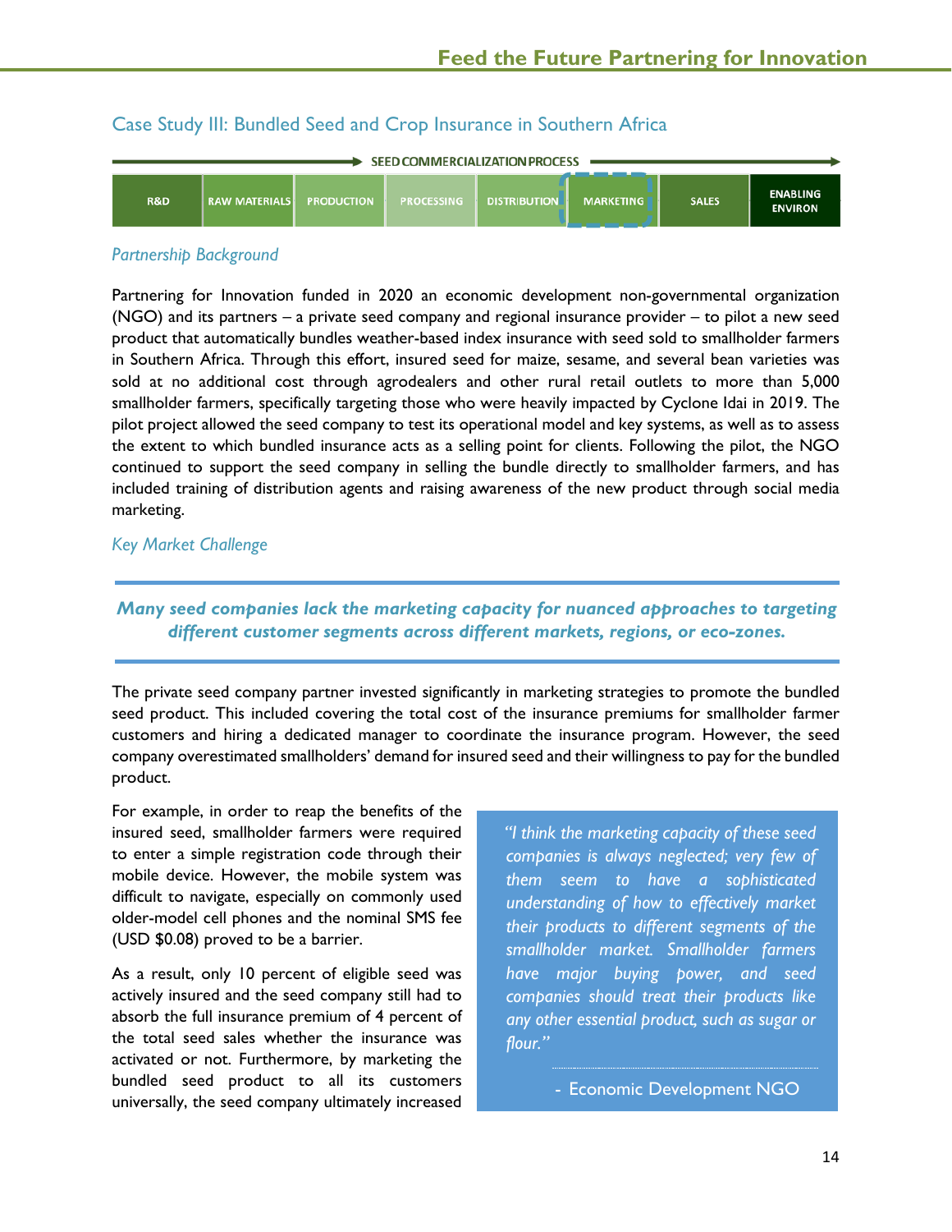## Case Study III: Bundled Seed and Crop Insurance in Southern Africa

SEED COMMERCIALIZATION PROCESS

| R&D | RAW MATERIALS | PRODUCTION | PROCESSING | DISTRIBUTION | MARKETING | SALES | ENABLING ENVIRON |
|---|---|---|---|---|---|---|---|

### *Partnership Background*

Partnering for Innovation funded in 2020 an economic development non-governmental organization (NGO) and its partners – a private seed company and regional insurance provider – to pilot a new seed product that automatically bundles weather-based index insurance with seed sold to smallholder farmers in Southern Africa. Through this effort, insured seed for maize, sesame, and several bean varieties was sold at no additional cost through agrodealers and other rural retail outlets to more than 5,000 smallholder farmers, specifically targeting those who were heavily impacted by Cyclone Idai in 2019. The pilot project allowed the seed company to test its operational model and key systems, as well as to assess the extent to which bundled insurance acts as a selling point for clients. Following the pilot, the NGO continued to support the seed company in selling the bundle directly to smallholder farmers, and has included training of distribution agents and raising awareness of the new product through social media marketing.

### *Key Market Challenge*

***Many seed companies lack the marketing capacity for nuanced approaches to targeting different customer segments across different markets, regions, or eco-zones.***

The private seed company partner invested significantly in marketing strategies to promote the bundled seed product. This included covering the total cost of the insurance premiums for smallholder farmer customers and hiring a dedicated manager to coordinate the insurance program. However, the seed company overestimated smallholders' demand for insured seed and their willingness to pay for the bundled product.

For example, in order to reap the benefits of the insured seed, smallholder farmers were required to enter a simple registration code through their mobile device. However, the mobile system was difficult to navigate, especially on commonly used older-model cell phones and the nominal SMS fee (USD $0.08) proved to be a barrier.

As a result, only 10 percent of eligible seed was actively insured and the seed company still had to absorb the full insurance premium of 4 percent of the total seed sales whether the insurance was activated or not. Furthermore, by marketing the bundled seed product to all its customers universally, the seed company ultimately increased

> *"I think the marketing capacity of these seed companies is always neglected; very few of them seem to have a sophisticated understanding of how to effectively market their products to different segments of the smallholder market. Smallholder farmers have major buying power, and seed companies should treat their products like any other essential product, such as sugar or flour."*
>
> - Economic Development NGO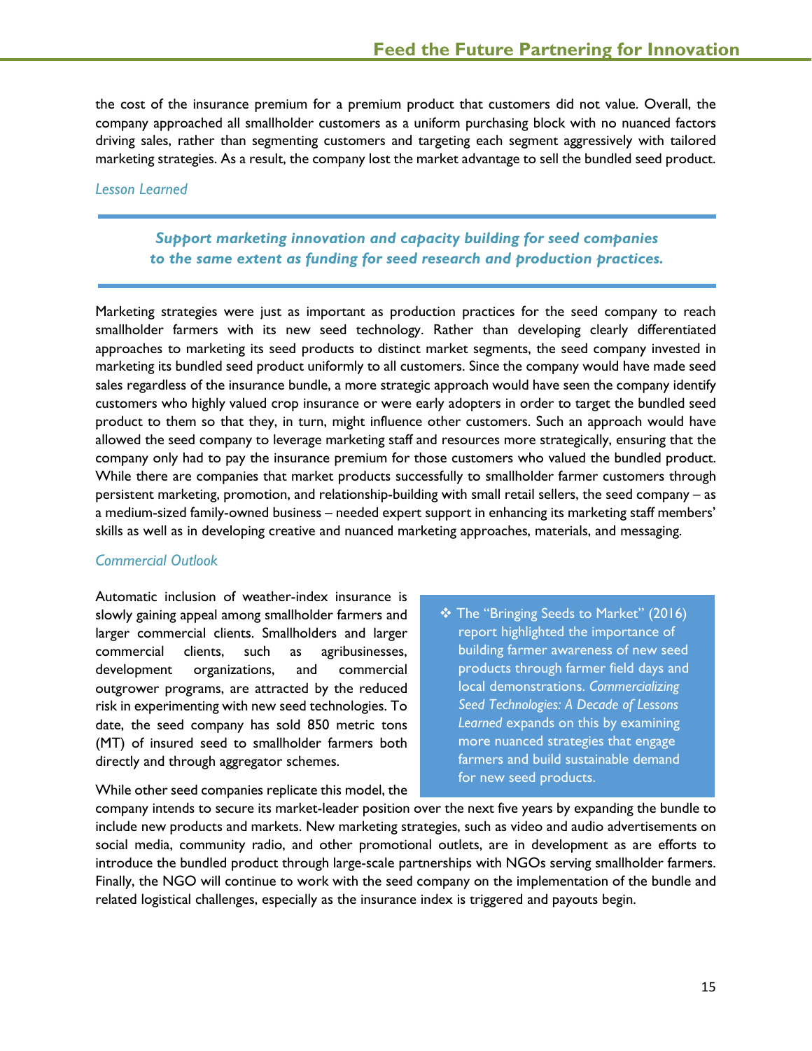the cost of the insurance premium for a premium product that customers did not value. Overall, the company approached all smallholder customers as a uniform purchasing block with no nuanced factors driving sales, rather than segmenting customers and targeting each segment aggressively with tailored marketing strategies. As a result, the company lost the market advantage to sell the bundled seed product.

### *Lesson Learned*

> ***Support marketing innovation and capacity building for seed companies to the same extent as funding for seed research and production practices.***

Marketing strategies were just as important as production practices for the seed company to reach smallholder farmers with its new seed technology. Rather than developing clearly differentiated approaches to marketing its seed products to distinct market segments, the seed company invested in marketing its bundled seed product uniformly to all customers. Since the company would have made seed sales regardless of the insurance bundle, a more strategic approach would have seen the company identify customers who highly valued crop insurance or were early adopters in order to target the bundled seed product to them so that they, in turn, might influence other customers. Such an approach would have allowed the seed company to leverage marketing staff and resources more strategically, ensuring that the company only had to pay the insurance premium for those customers who valued the bundled product. While there are companies that market products successfully to smallholder farmer customers through persistent marketing, promotion, and relationship-building with small retail sellers, the seed company – as a medium-sized family-owned business – needed expert support in enhancing its marketing staff members' skills as well as in developing creative and nuanced marketing approaches, materials, and messaging.

### *Commercial Outlook*

Automatic inclusion of weather-index insurance is slowly gaining appeal among smallholder farmers and larger commercial clients. Smallholders and larger commercial clients, such as agribusinesses, development organizations, and commercial outgrower programs, are attracted by the reduced risk in experimenting with new seed technologies. To date, the seed company has sold 850 metric tons (MT) of insured seed to smallholder farmers both directly and through aggregator schemes.

> ❖ The "Bringing Seeds to Market" (2016) report highlighted the importance of building farmer awareness of new seed products through farmer field days and local demonstrations. *Commercializing Seed Technologies: A Decade of Lessons Learned* expands on this by examining more nuanced strategies that engage farmers and build sustainable demand for new seed products.

While other seed companies replicate this model, the company intends to secure its market-leader position over the next five years by expanding the bundle to include new products and markets. New marketing strategies, such as video and audio advertisements on social media, community radio, and other promotional outlets, are in development as are efforts to introduce the bundled product through large-scale partnerships with NGOs serving smallholder farmers. Finally, the NGO will continue to work with the seed company on the implementation of the bundle and related logistical challenges, especially as the insurance index is triggered and payouts begin.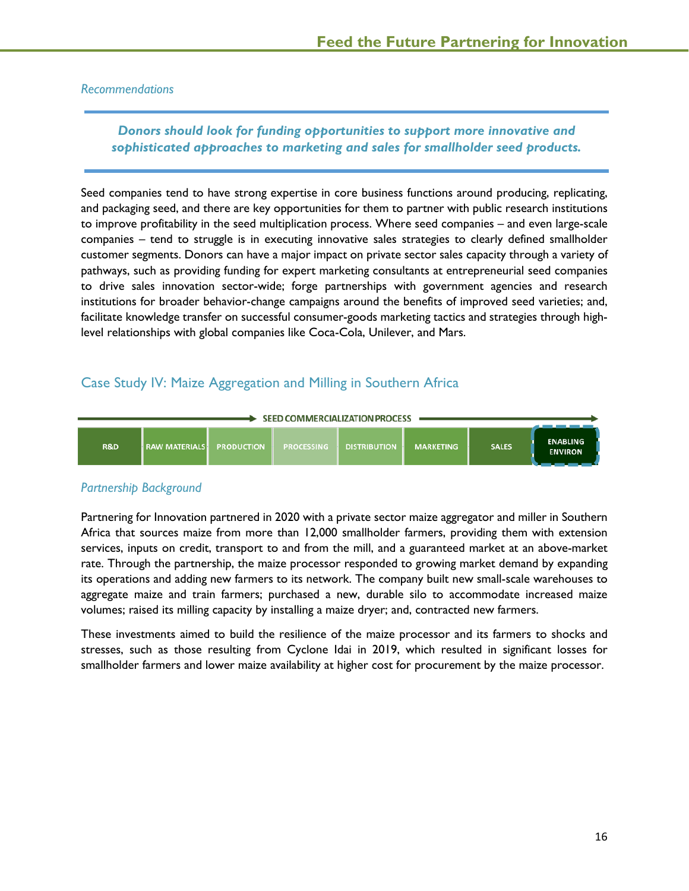*Recommendations*

***Donors should look for funding opportunities to support more innovative and sophisticated approaches to marketing and sales for smallholder seed products.***

Seed companies tend to have strong expertise in core business functions around producing, replicating, and packaging seed, and there are key opportunities for them to partner with public research institutions to improve profitability in the seed multiplication process. Where seed companies – and even large-scale companies – tend to struggle is in executing innovative sales strategies to clearly defined smallholder customer segments. Donors can have a major impact on private sector sales capacity through a variety of pathways, such as providing funding for expert marketing consultants at entrepreneurial seed companies to drive sales innovation sector-wide; forge partnerships with government agencies and research institutions for broader behavior-change campaigns around the benefits of improved seed varieties; and, facilitate knowledge transfer on successful consumer-goods marketing tactics and strategies through high-level relationships with global companies like Coca-Cola, Unilever, and Mars.

## Case Study IV: Maize Aggregation and Milling in Southern Africa

SEED COMMERCIALIZATION PROCESS

| R&D | RAW MATERIALS | PRODUCTION | PROCESSING | DISTRIBUTION | MARKETING | SALES | ENABLING ENVIRON |
|---|---|---|---|---|---|---|---|

*Partnership Background*

Partnering for Innovation partnered in 2020 with a private sector maize aggregator and miller in Southern Africa that sources maize from more than 12,000 smallholder farmers, providing them with extension services, inputs on credit, transport to and from the mill, and a guaranteed market at an above-market rate. Through the partnership, the maize processor responded to growing market demand by expanding its operations and adding new farmers to its network. The company built new small-scale warehouses to aggregate maize and train farmers; purchased a new, durable silo to accommodate increased maize volumes; raised its milling capacity by installing a maize dryer; and, contracted new farmers.

These investments aimed to build the resilience of the maize processor and its farmers to shocks and stresses, such as those resulting from Cyclone Idai in 2019, which resulted in significant losses for smallholder farmers and lower maize availability at higher cost for procurement by the maize processor.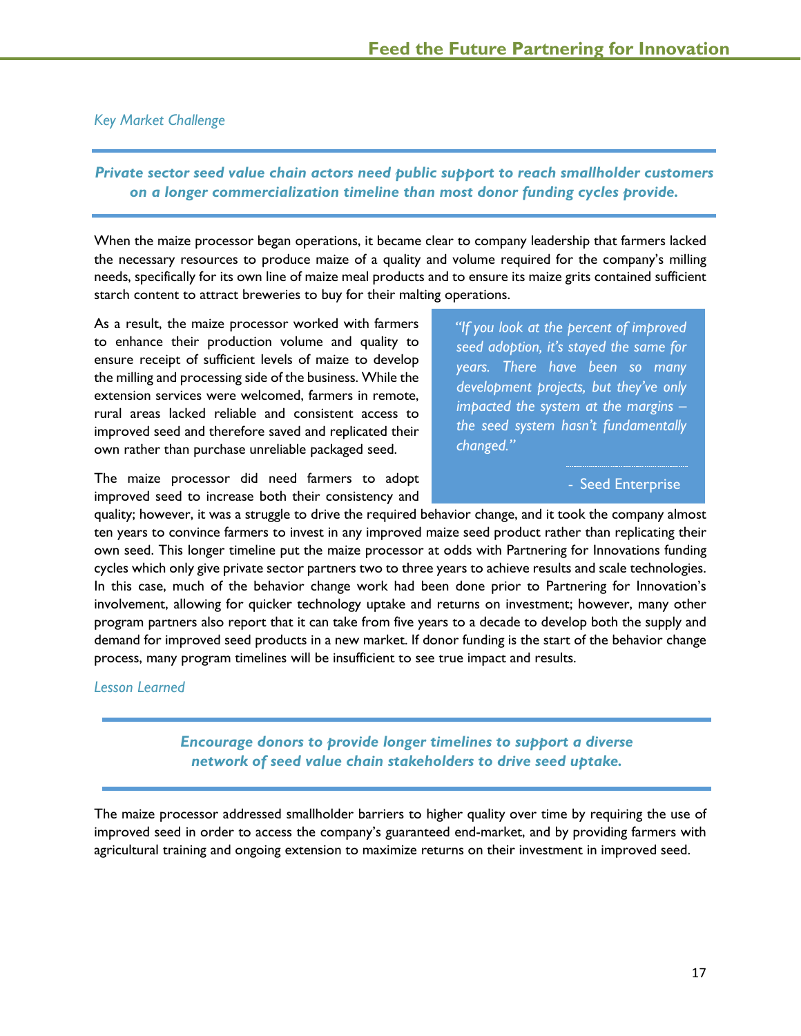*Key Market Challenge*

***Private sector seed value chain actors need public support to reach smallholder customers on a longer commercialization timeline than most donor funding cycles provide.***

When the maize processor began operations, it became clear to company leadership that farmers lacked the necessary resources to produce maize of a quality and volume required for the company's milling needs, specifically for its own line of maize meal products and to ensure its maize grits contained sufficient starch content to attract breweries to buy for their malting operations.

As a result, the maize processor worked with farmers to enhance their production volume and quality to ensure receipt of sufficient levels of maize to develop the milling and processing side of the business. While the extension services were welcomed, farmers in remote, rural areas lacked reliable and consistent access to improved seed and therefore saved and replicated their own rather than purchase unreliable packaged seed.

> *"If you look at the percent of improved seed adoption, it's stayed the same for years. There have been so many development projects, but they've only impacted the system at the margins – the seed system hasn't fundamentally changed."*
>
> \- Seed Enterprise

The maize processor did need farmers to adopt improved seed to increase both their consistency and quality; however, it was a struggle to drive the required behavior change, and it took the company almost ten years to convince farmers to invest in any improved maize seed product rather than replicating their own seed. This longer timeline put the maize processor at odds with Partnering for Innovations funding cycles which only give private sector partners two to three years to achieve results and scale technologies. In this case, much of the behavior change work had been done prior to Partnering for Innovation's involvement, allowing for quicker technology uptake and returns on investment; however, many other program partners also report that it can take from five years to a decade to develop both the supply and demand for improved seed products in a new market. If donor funding is the start of the behavior change process, many program timelines will be insufficient to see true impact and results.

*Lesson Learned*

***Encourage donors to provide longer timelines to support a diverse network of seed value chain stakeholders to drive seed uptake.***

The maize processor addressed smallholder barriers to higher quality over time by requiring the use of improved seed in order to access the company's guaranteed end-market, and by providing farmers with agricultural training and ongoing extension to maximize returns on their investment in improved seed.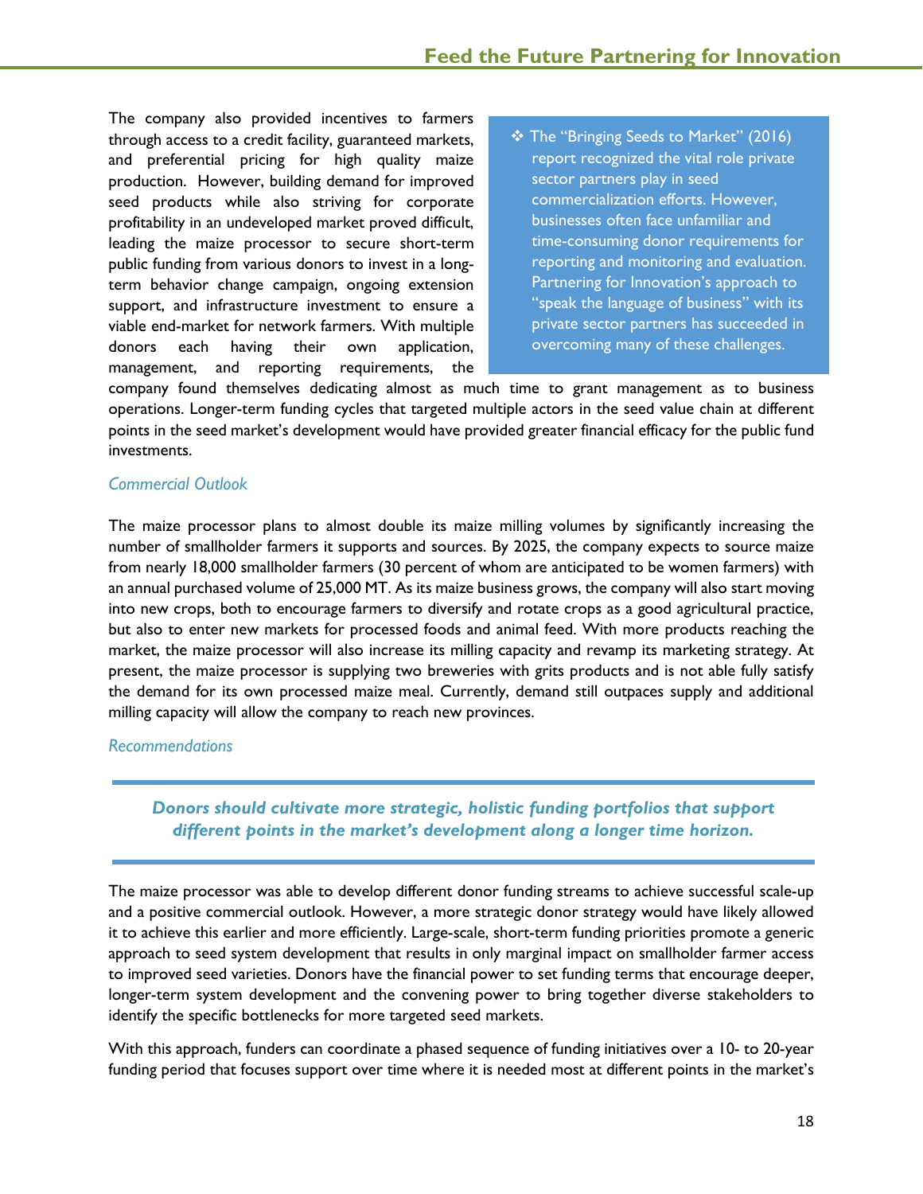The company also provided incentives to farmers through access to a credit facility, guaranteed markets, and preferential pricing for high quality maize production. However, building demand for improved seed products while also striving for corporate profitability in an undeveloped market proved difficult, leading the maize processor to secure short-term public funding from various donors to invest in a long-term behavior change campaign, ongoing extension support, and infrastructure investment to ensure a viable end-market for network farmers. With multiple donors each having their own application, management, and reporting requirements, the company found themselves dedicating almost as much time to grant management as to business operations. Longer-term funding cycles that targeted multiple actors in the seed value chain at different points in the seed market's development would have provided greater financial efficacy for the public fund investments.

> ❖ The "Bringing Seeds to Market" (2016) report recognized the vital role private sector partners play in seed commercialization efforts. However, businesses often face unfamiliar and time-consuming donor requirements for reporting and monitoring and evaluation. Partnering for Innovation's approach to "speak the language of business" with its private sector partners has succeeded in overcoming many of these challenges.

### *Commercial Outlook*

The maize processor plans to almost double its maize milling volumes by significantly increasing the number of smallholder farmers it supports and sources. By 2025, the company expects to source maize from nearly 18,000 smallholder farmers (30 percent of whom are anticipated to be women farmers) with an annual purchased volume of 25,000 MT. As its maize business grows, the company will also start moving into new crops, both to encourage farmers to diversify and rotate crops as a good agricultural practice, but also to enter new markets for processed foods and animal feed. With more products reaching the market, the maize processor will also increase its milling capacity and revamp its marketing strategy. At present, the maize processor is supplying two breweries with grits products and is not able fully satisfy the demand for its own processed maize meal. Currently, demand still outpaces supply and additional milling capacity will allow the company to reach new provinces.

### *Recommendations*

***Donors should cultivate more strategic, holistic funding portfolios that support different points in the market's development along a longer time horizon.***

The maize processor was able to develop different donor funding streams to achieve successful scale-up and a positive commercial outlook. However, a more strategic donor strategy would have likely allowed it to achieve this earlier and more efficiently. Large-scale, short-term funding priorities promote a generic approach to seed system development that results in only marginal impact on smallholder farmer access to improved seed varieties. Donors have the financial power to set funding terms that encourage deeper, longer-term system development and the convening power to bring together diverse stakeholders to identify the specific bottlenecks for more targeted seed markets.

With this approach, funders can coordinate a phased sequence of funding initiatives over a 10- to 20-year funding period that focuses support over time where it is needed most at different points in the market's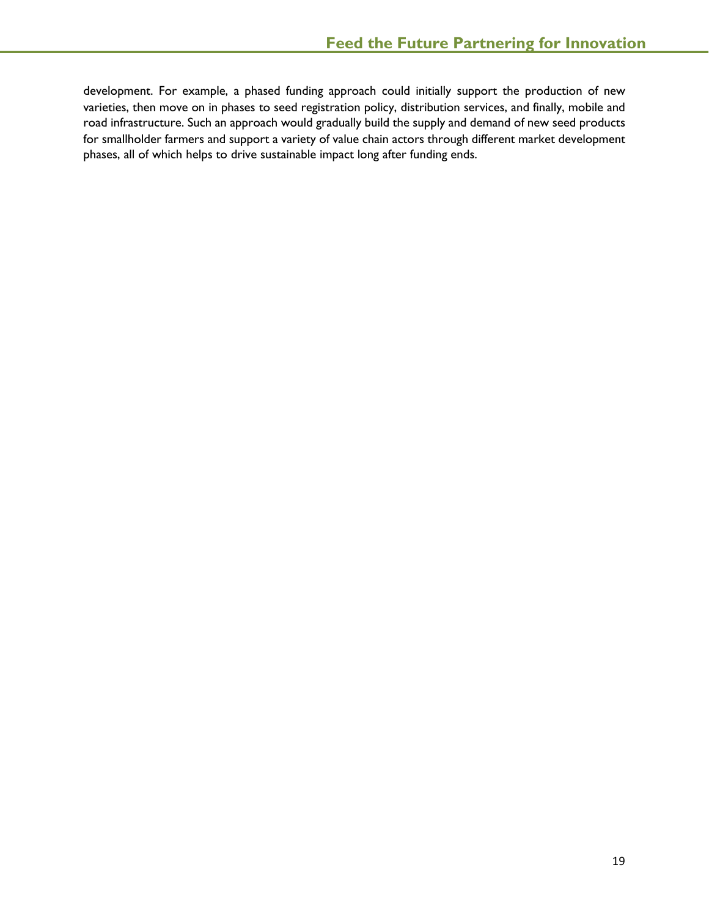development. For example, a phased funding approach could initially support the production of new varieties, then move on in phases to seed registration policy, distribution services, and finally, mobile and road infrastructure. Such an approach would gradually build the supply and demand of new seed products for smallholder farmers and support a variety of value chain actors through different market development phases, all of which helps to drive sustainable impact long after funding ends.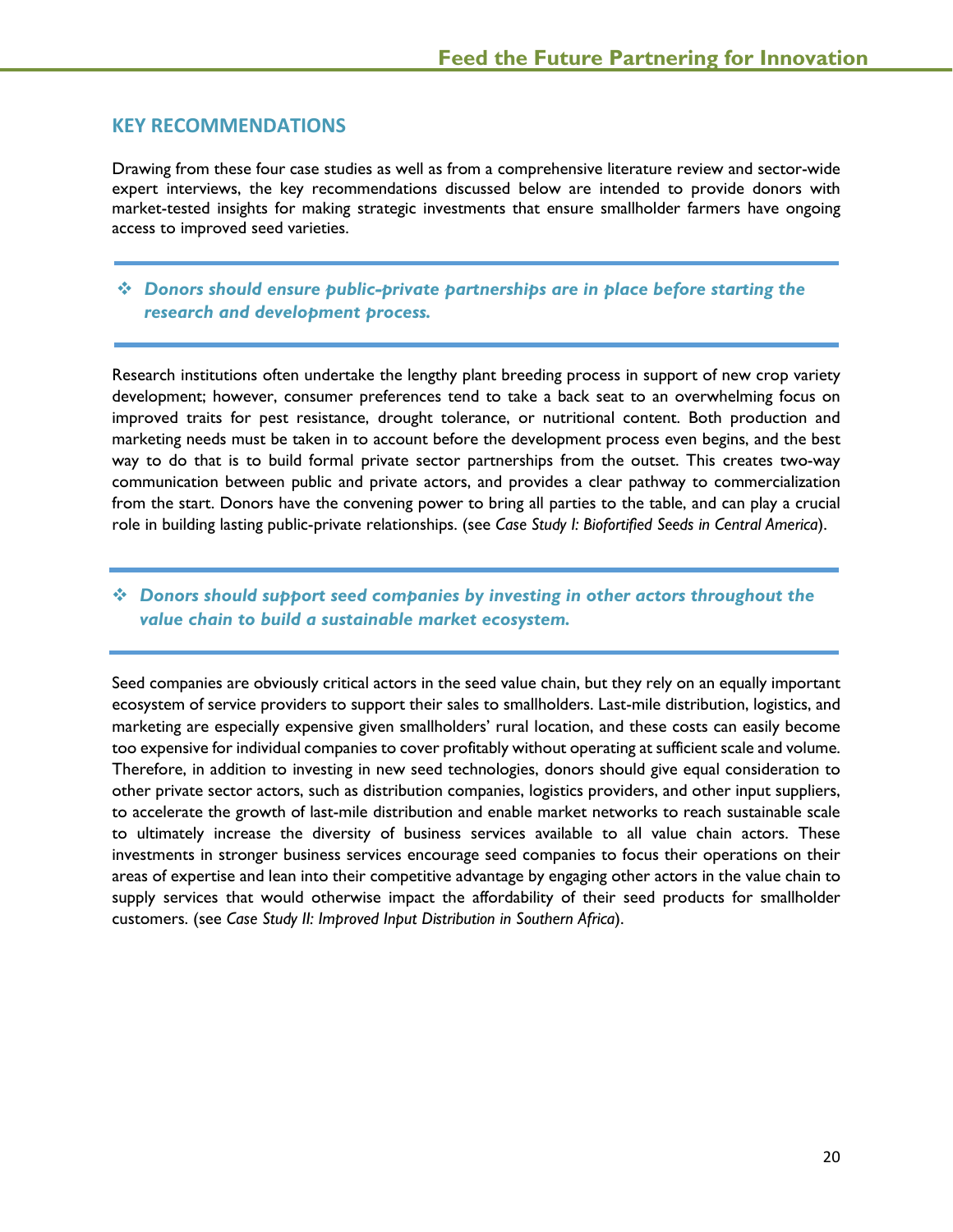## KEY RECOMMENDATIONS

Drawing from these four case studies as well as from a comprehensive literature review and sector-wide expert interviews, the key recommendations discussed below are intended to provide donors with market-tested insights for making strategic investments that ensure smallholder farmers have ongoing access to improved seed varieties.

- ***Donors should ensure public-private partnerships are in place before starting the research and development process.***

Research institutions often undertake the lengthy plant breeding process in support of new crop variety development; however, consumer preferences tend to take a back seat to an overwhelming focus on improved traits for pest resistance, drought tolerance, or nutritional content. Both production and marketing needs must be taken in to account before the development process even begins, and the best way to do that is to build formal private sector partnerships from the outset. This creates two-way communication between public and private actors, and provides a clear pathway to commercialization from the start. Donors have the convening power to bring all parties to the table, and can play a crucial role in building lasting public-private relationships. (see *Case Study I: Biofortified Seeds in Central America*).

- ***Donors should support seed companies by investing in other actors throughout the value chain to build a sustainable market ecosystem.***

Seed companies are obviously critical actors in the seed value chain, but they rely on an equally important ecosystem of service providers to support their sales to smallholders. Last-mile distribution, logistics, and marketing are especially expensive given smallholders' rural location, and these costs can easily become too expensive for individual companies to cover profitably without operating at sufficient scale and volume. Therefore, in addition to investing in new seed technologies, donors should give equal consideration to other private sector actors, such as distribution companies, logistics providers, and other input suppliers, to accelerate the growth of last-mile distribution and enable market networks to reach sustainable scale to ultimately increase the diversity of business services available to all value chain actors. These investments in stronger business services encourage seed companies to focus their operations on their areas of expertise and lean into their competitive advantage by engaging other actors in the value chain to supply services that would otherwise impact the affordability of their seed products for smallholder customers. (see *Case Study II: Improved Input Distribution in Southern Africa*).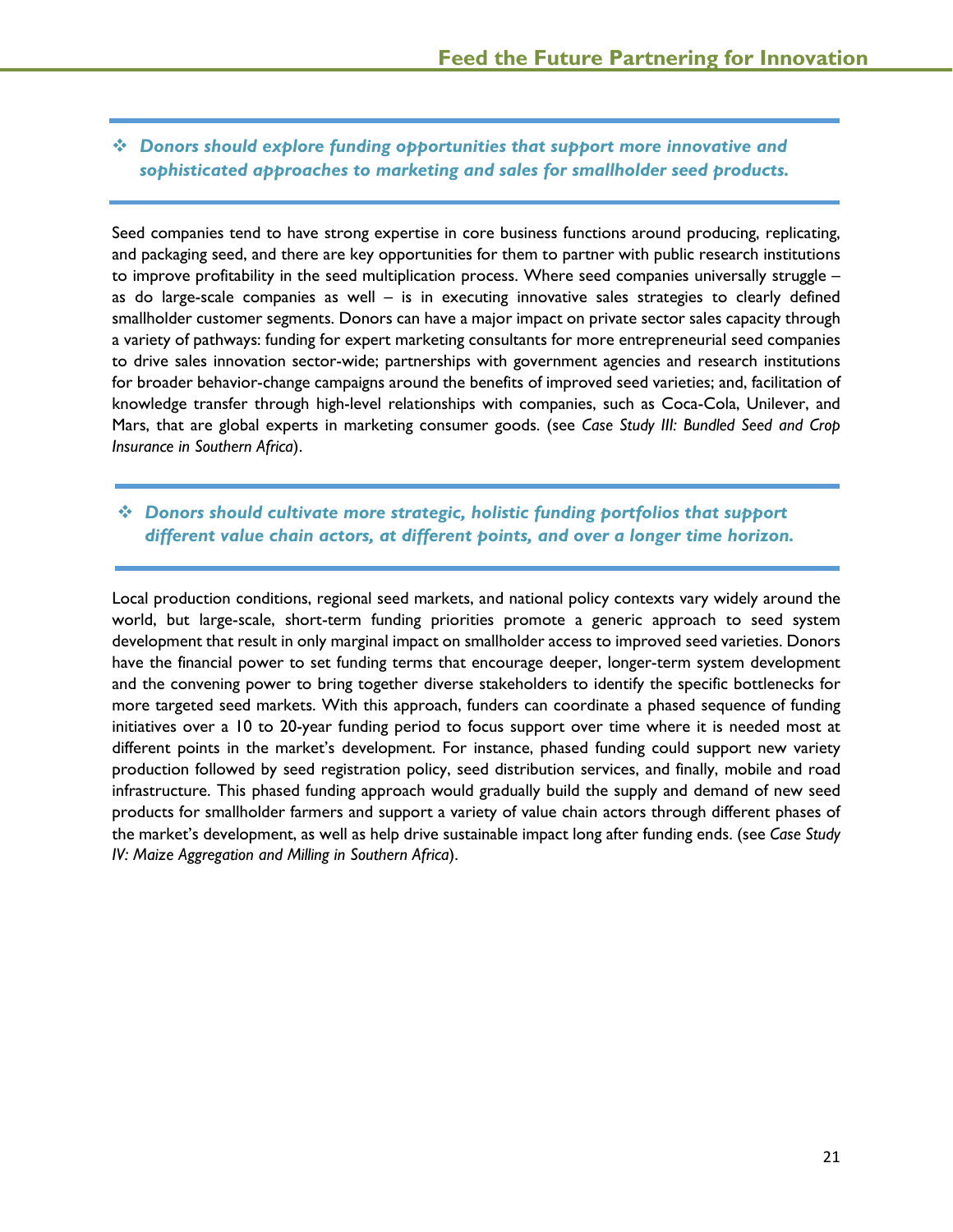- ***Donors should explore funding opportunities that support more innovative and sophisticated approaches to marketing and sales for smallholder seed products.***

Seed companies tend to have strong expertise in core business functions around producing, replicating, and packaging seed, and there are key opportunities for them to partner with public research institutions to improve profitability in the seed multiplication process. Where seed companies universally struggle – as do large-scale companies as well – is in executing innovative sales strategies to clearly defined smallholder customer segments. Donors can have a major impact on private sector sales capacity through a variety of pathways: funding for expert marketing consultants for more entrepreneurial seed companies to drive sales innovation sector-wide; partnerships with government agencies and research institutions for broader behavior-change campaigns around the benefits of improved seed varieties; and, facilitation of knowledge transfer through high-level relationships with companies, such as Coca-Cola, Unilever, and Mars, that are global experts in marketing consumer goods. (see *Case Study III: Bundled Seed and Crop Insurance in Southern Africa*).

- ***Donors should cultivate more strategic, holistic funding portfolios that support different value chain actors, at different points, and over a longer time horizon.***

Local production conditions, regional seed markets, and national policy contexts vary widely around the world, but large-scale, short-term funding priorities promote a generic approach to seed system development that result in only marginal impact on smallholder access to improved seed varieties. Donors have the financial power to set funding terms that encourage deeper, longer-term system development and the convening power to bring together diverse stakeholders to identify the specific bottlenecks for more targeted seed markets. With this approach, funders can coordinate a phased sequence of funding initiatives over a 10 to 20-year funding period to focus support over time where it is needed most at different points in the market's development. For instance, phased funding could support new variety production followed by seed registration policy, seed distribution services, and finally, mobile and road infrastructure. This phased funding approach would gradually build the supply and demand of new seed products for smallholder farmers and support a variety of value chain actors through different phases of the market's development, as well as help drive sustainable impact long after funding ends. (see *Case Study IV: Maize Aggregation and Milling in Southern Africa*).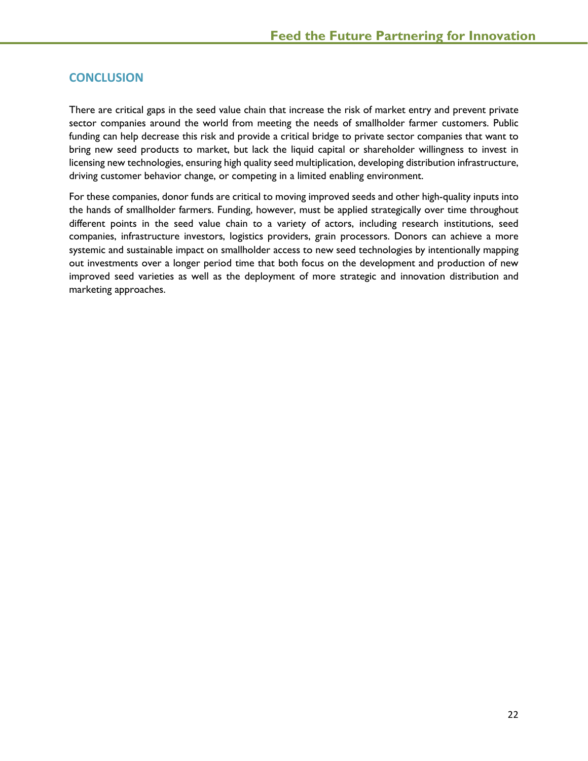## CONCLUSION

There are critical gaps in the seed value chain that increase the risk of market entry and prevent private sector companies around the world from meeting the needs of smallholder farmer customers. Public funding can help decrease this risk and provide a critical bridge to private sector companies that want to bring new seed products to market, but lack the liquid capital or shareholder willingness to invest in licensing new technologies, ensuring high quality seed multiplication, developing distribution infrastructure, driving customer behavior change, or competing in a limited enabling environment.

For these companies, donor funds are critical to moving improved seeds and other high-quality inputs into the hands of smallholder farmers. Funding, however, must be applied strategically over time throughout different points in the seed value chain to a variety of actors, including research institutions, seed companies, infrastructure investors, logistics providers, grain processors. Donors can achieve a more systemic and sustainable impact on smallholder access to new seed technologies by intentionally mapping out investments over a longer period time that both focus on the development and production of new improved seed varieties as well as the deployment of more strategic and innovation distribution and marketing approaches.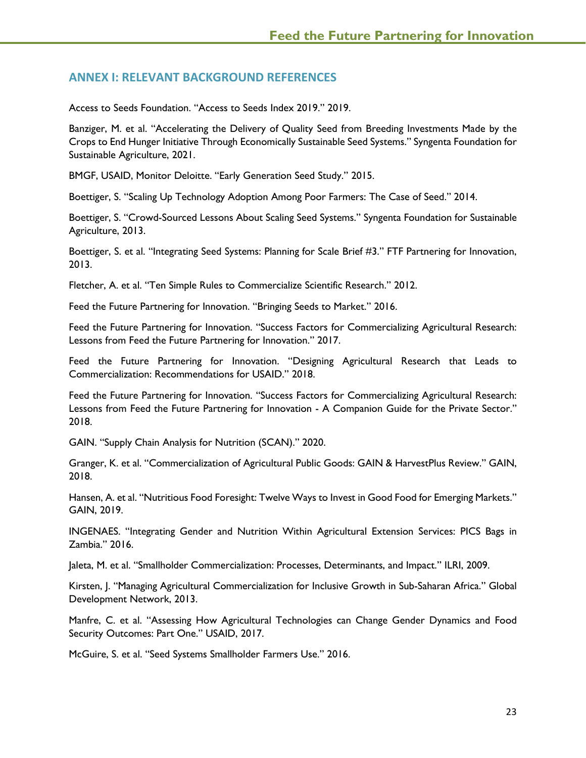## ANNEX I: RELEVANT BACKGROUND REFERENCES

Access to Seeds Foundation. "Access to Seeds Index 2019." 2019.

Banziger, M. et al. "Accelerating the Delivery of Quality Seed from Breeding Investments Made by the Crops to End Hunger Initiative Through Economically Sustainable Seed Systems." Syngenta Foundation for Sustainable Agriculture, 2021.

BMGF, USAID, Monitor Deloitte. "Early Generation Seed Study." 2015.

Boettiger, S. "Scaling Up Technology Adoption Among Poor Farmers: The Case of Seed." 2014.

Boettiger, S. "Crowd-Sourced Lessons About Scaling Seed Systems." Syngenta Foundation for Sustainable Agriculture, 2013.

Boettiger, S. et al. "Integrating Seed Systems: Planning for Scale Brief #3." FTF Partnering for Innovation, 2013.

Fletcher, A. et al. "Ten Simple Rules to Commercialize Scientific Research." 2012.

Feed the Future Partnering for Innovation. "Bringing Seeds to Market." 2016.

Feed the Future Partnering for Innovation. "Success Factors for Commercializing Agricultural Research: Lessons from Feed the Future Partnering for Innovation." 2017.

Feed the Future Partnering for Innovation. "Designing Agricultural Research that Leads to Commercialization: Recommendations for USAID." 2018.

Feed the Future Partnering for Innovation. "Success Factors for Commercializing Agricultural Research: Lessons from Feed the Future Partnering for Innovation - A Companion Guide for the Private Sector." 2018.

GAIN. "Supply Chain Analysis for Nutrition (SCAN)." 2020.

Granger, K. et al. "Commercialization of Agricultural Public Goods: GAIN & HarvestPlus Review." GAIN, 2018.

Hansen, A. et al. "Nutritious Food Foresight: Twelve Ways to Invest in Good Food for Emerging Markets." GAIN, 2019.

INGENAES. "Integrating Gender and Nutrition Within Agricultural Extension Services: PICS Bags in Zambia." 2016.

Jaleta, M. et al. "Smallholder Commercialization: Processes, Determinants, and Impact." ILRI, 2009.

Kirsten, J. "Managing Agricultural Commercialization for Inclusive Growth in Sub-Saharan Africa." Global Development Network, 2013.

Manfre, C. et al. "Assessing How Agricultural Technologies can Change Gender Dynamics and Food Security Outcomes: Part One." USAID, 2017.

McGuire, S. et al. "Seed Systems Smallholder Farmers Use." 2016.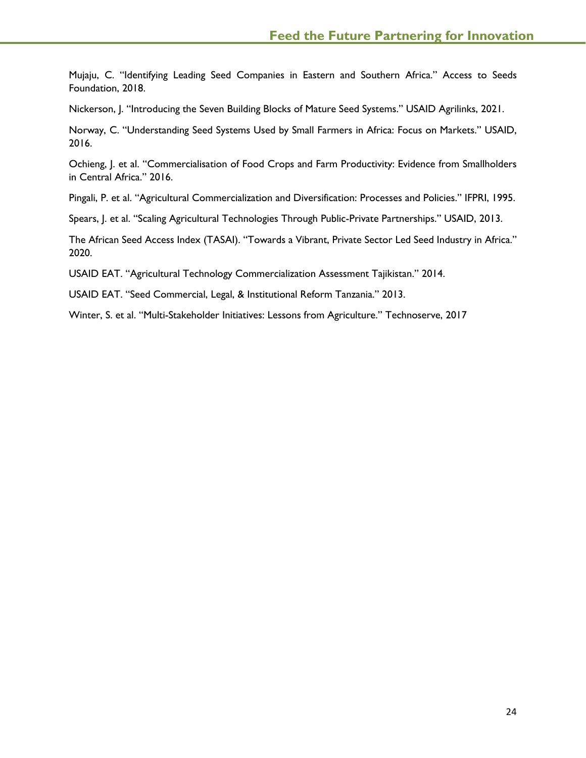Mujaju, C. "Identifying Leading Seed Companies in Eastern and Southern Africa." Access to Seeds Foundation, 2018.

Nickerson, J. "Introducing the Seven Building Blocks of Mature Seed Systems." USAID Agrilinks, 2021.

Norway, C. "Understanding Seed Systems Used by Small Farmers in Africa: Focus on Markets." USAID, 2016.

Ochieng, J. et al. "Commercialisation of Food Crops and Farm Productivity: Evidence from Smallholders in Central Africa." 2016.

Pingali, P. et al. "Agricultural Commercialization and Diversification: Processes and Policies." IFPRI, 1995.

Spears, J. et al. "Scaling Agricultural Technologies Through Public-Private Partnerships." USAID, 2013.

The African Seed Access Index (TASAI). "Towards a Vibrant, Private Sector Led Seed Industry in Africa." 2020.

USAID EAT. "Agricultural Technology Commercialization Assessment Tajikistan." 2014.

USAID EAT. "Seed Commercial, Legal, & Institutional Reform Tanzania." 2013.

Winter, S. et al. "Multi-Stakeholder Initiatives: Lessons from Agriculture." Technoserve, 2017